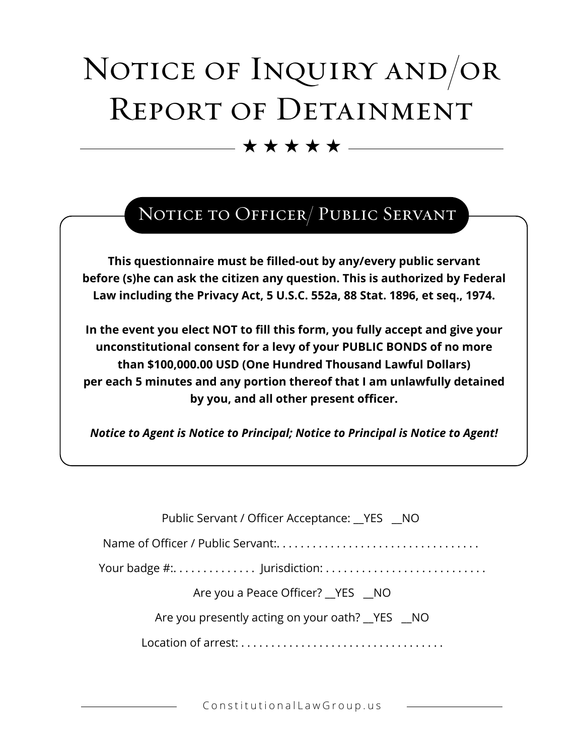# Notice of Inquiry and/or Report of Detainment

★ ★ ★ ★ ★

## Notice to Officer/ Public Servant

**This questionnaire must be filled-out by any/every public servant before (s)he can ask the citizen any question. This is authorized by Federal Law including the Privacy Act, 5 U.S.C. 552a, 88 Stat. 1896, et seq., 1974.**

**In the event you elect NOT to fill this form, you fully accept and give your unconstitutional consent for a levy of your PUBLIC BONDS of no more than $100,000.00 USD (One Hundred Thousand Lawful Dollars) per each 5 minutes and any portion thereof that I am unlawfully detained by you, and all other present officer.**

***Notice to Agent is Notice to Principal; Notice to Principal is Notice to Agent!***

Public Servant / Officer Acceptance: __YES __NO

Name of Officer / Public Servant:. . . . . . . . . . . . . . . . . . . . . . . . . . . . . . . . . .

Your badge #:. . . . . . . . . . . . . . Jurisdiction: . . . . . . . . . . . . . . . . . . . . . . . . . . .

Are you a Peace Officer? __YES __NO

Are you presently acting on your oath? __YES __NO

Location of arrest: . . . . . . . . . . . . . . . . . . . . . . . . . . . . . . . . . .

ConstitutionalLawGroup.us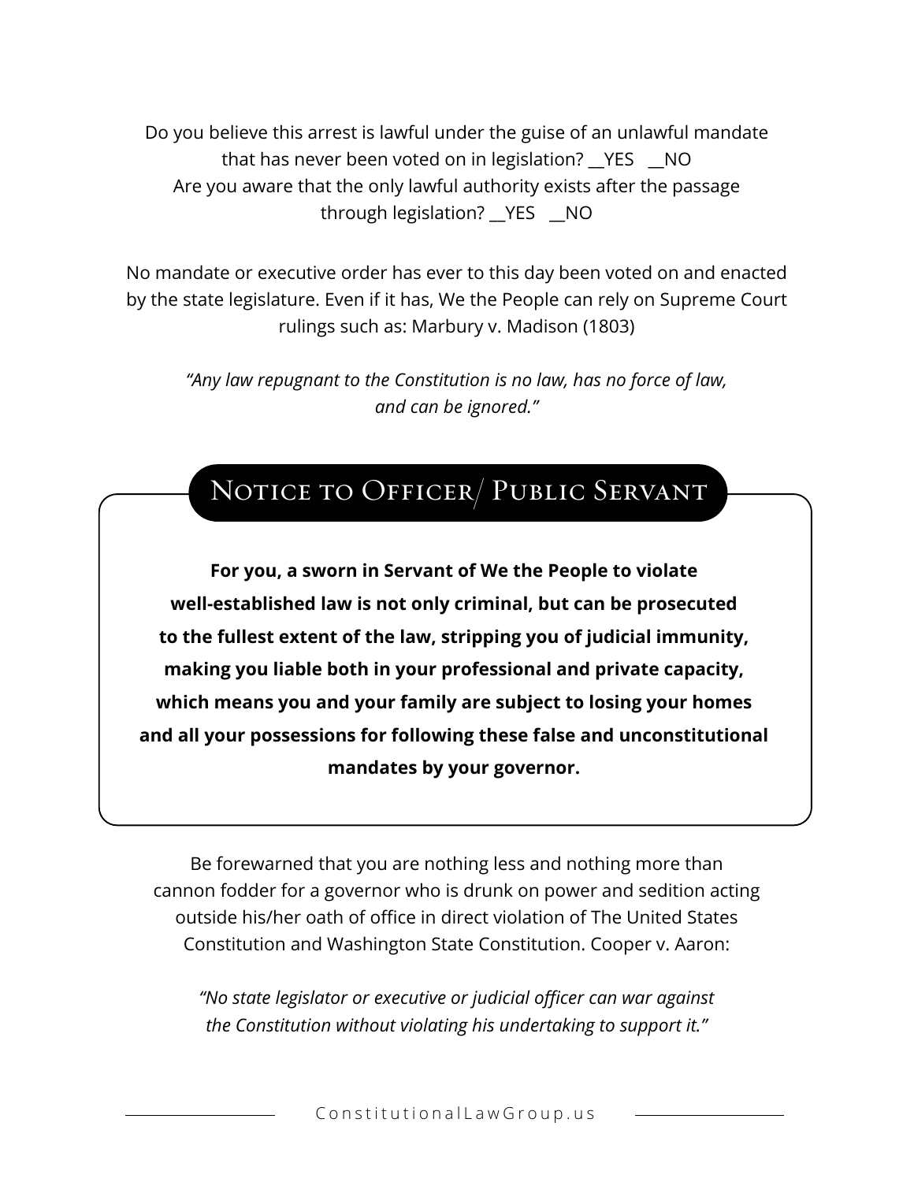Do you believe this arrest is lawful under the guise of an unlawful mandate that has never been voted on in legislation? __YES __NO
Are you aware that the only lawful authority exists after the passage through legislation? __YES __NO

No mandate or executive order has ever to this day been voted on and enacted by the state legislature. Even if it has, We the People can rely on Supreme Court rulings such as: Marbury v. Madison (1803)

*"Any law repugnant to the Constitution is no law, has no force of law, and can be ignored."*

## Notice to Officer/ Public Servant

**For you, a sworn in Servant of We the People to violate well-established law is not only criminal, but can be prosecuted to the fullest extent of the law, stripping you of judicial immunity, making you liable both in your professional and private capacity, which means you and your family are subject to losing your homes and all your possessions for following these false and unconstitutional mandates by your governor.**

Be forewarned that you are nothing less and nothing more than cannon fodder for a governor who is drunk on power and sedition acting outside his/her oath of office in direct violation of The United States Constitution and Washington State Constitution. Cooper v. Aaron:

*"No state legislator or executive or judicial officer can war against the Constitution without violating his undertaking to support it."*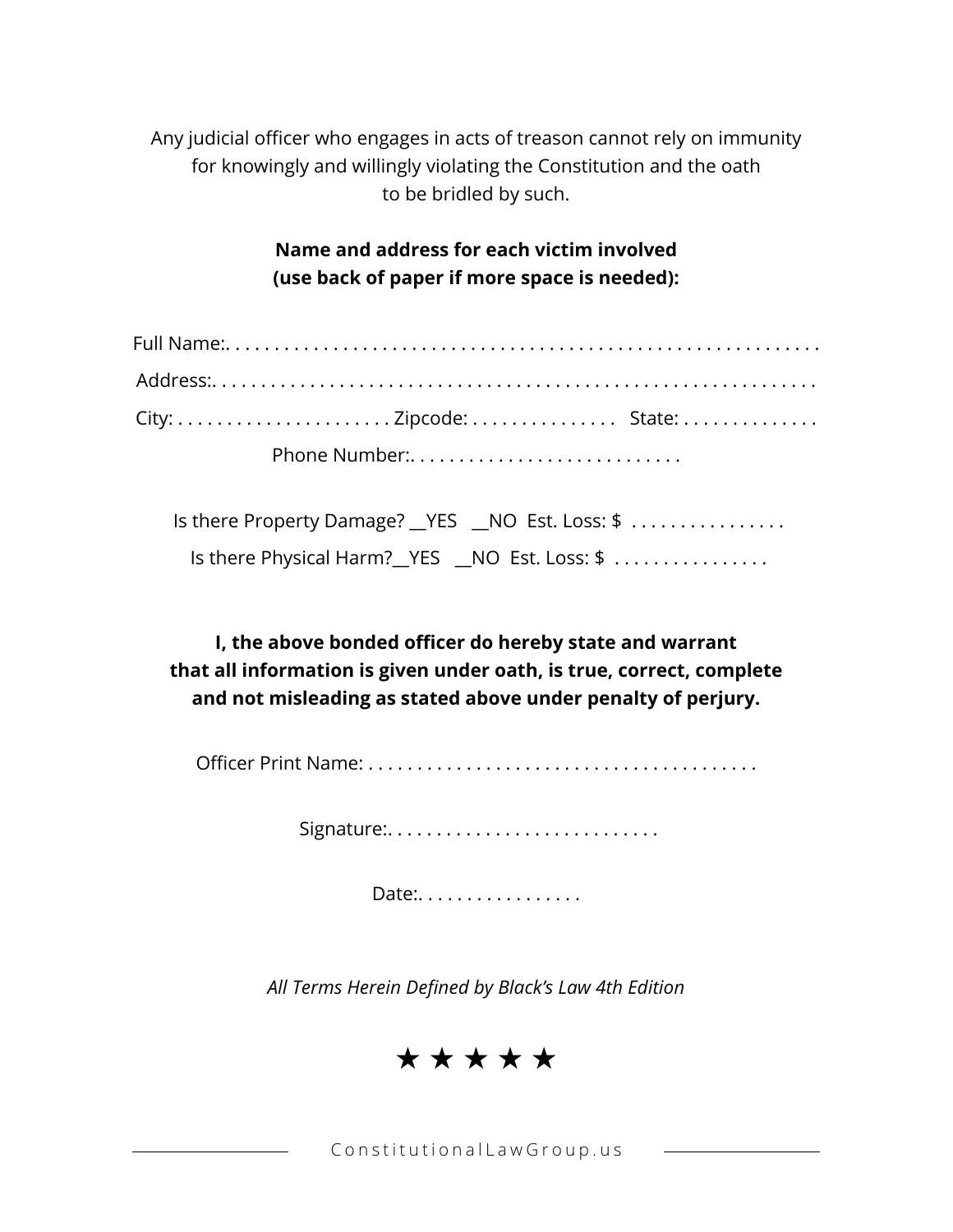Any judicial officer who engages in acts of treason cannot rely on immunity for knowingly and willingly violating the Constitution and the oath to be bridled by such.

**Name and address for each victim involved (use back of paper if more space is needed):**

Full Name:. . . . . . . . . . . . . . . . . . . . . . . . . . . . . . . . . . . . . . . . . . . . . . . . . . . . . . . . . . .

Address:. . . . . . . . . . . . . . . . . . . . . . . . . . . . . . . . . . . . . . . . . . . . . . . . . . . . . . . . . . .

City: . . . . . . . . . . . . . . . . . . . . . . Zipcode: . . . . . . . . . . . . . . . State: . . . . . . . . . . . . . .

Phone Number:. . . . . . . . . . . . . . . . . . . . . . . . . . . .

Is there Property Damage? __YES __NO Est. Loss: $ . . . . . . . . . . . . . . . .

Is there Physical Harm?__YES __NO Est. Loss: $ . . . . . . . . . . . . . . . .

**I, the above bonded officer do hereby state and warrant that all information is given under oath, is true, correct, complete and not misleading as stated above under penalty of perjury.**

Officer Print Name: . . . . . . . . . . . . . . . . . . . . . . . . . . . . . . . . . . . . . . . .

Signature:. . . . . . . . . . . . . . . . . . . . . . . . . . . .

Date:. . . . . . . . . . . . . . . . .

*All Terms Herein Defined by Black's Law 4th Edition*

★ ★ ★ ★ ★

ConstitutionalLawGroup.us